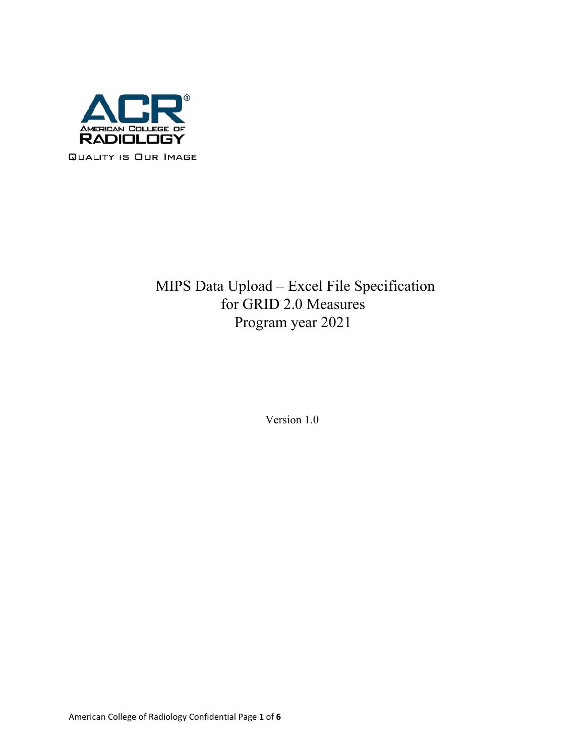AMERICAN COLLEGE OF RADIOLOGY

QUALITY IS OUR IMAGE

# MIPS Data Upload – Excel File Specification for GRID 2.0 Measures Program year 2021

Version 1.0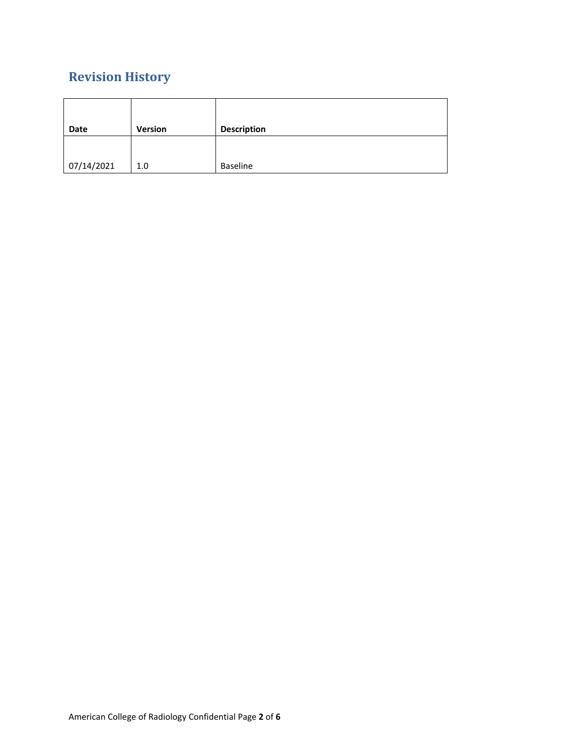## Revision History

| Date | Version | Description |
|---|---|---|
| 07/14/2021 | 1.0 | Baseline |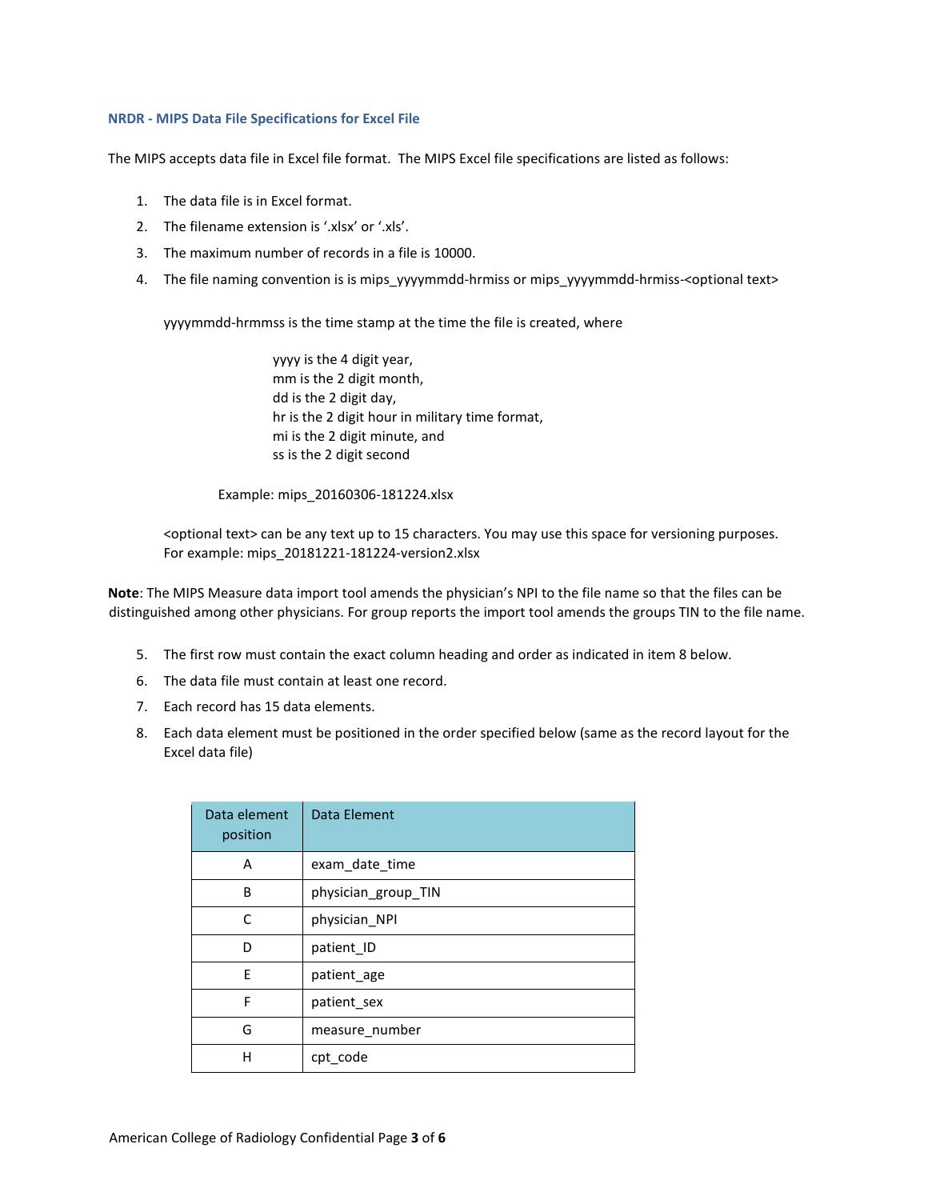### NRDR - MIPS Data File Specifications for Excel File

The MIPS accepts data file in Excel file format. The MIPS Excel file specifications are listed as follows:

1. The data file is in Excel format.
2. The filename extension is '.xlsx' or '.xls'.
3. The maximum number of records in a file is 10000.
4. The file naming convention is is mips_yyyymmdd-hrmiss or mips_yyyymmdd-hrmiss-<optional text>

   yyyymmdd-hrmmss is the time stamp at the time the file is created, where

   yyyy is the 4 digit year,
   mm is the 2 digit month,
   dd is the 2 digit day,
   hr is the 2 digit hour in military time format,
   mi is the 2 digit minute, and
   ss is the 2 digit second

   Example: mips_20160306-181224.xlsx

   <optional text> can be any text up to 15 characters. You may use this space for versioning purposes. For example: mips_20181221-181224-version2.xlsx

**Note**: The MIPS Measure data import tool amends the physician's NPI to the file name so that the files can be distinguished among other physicians. For group reports the import tool amends the groups TIN to the file name.

5. The first row must contain the exact column heading and order as indicated in item 8 below.
6. The data file must contain at least one record.
7. Each record has 15 data elements.
8. Each data element must be positioned in the order specified below (same as the record layout for the Excel data file)

| Data element position | Data Element |
|---|---|
| A | exam_date_time |
| B | physician_group_TIN |
| C | physician_NPI |
| D | patient_ID |
| E | patient_age |
| F | patient_sex |
| G | measure_number |
| H | cpt_code |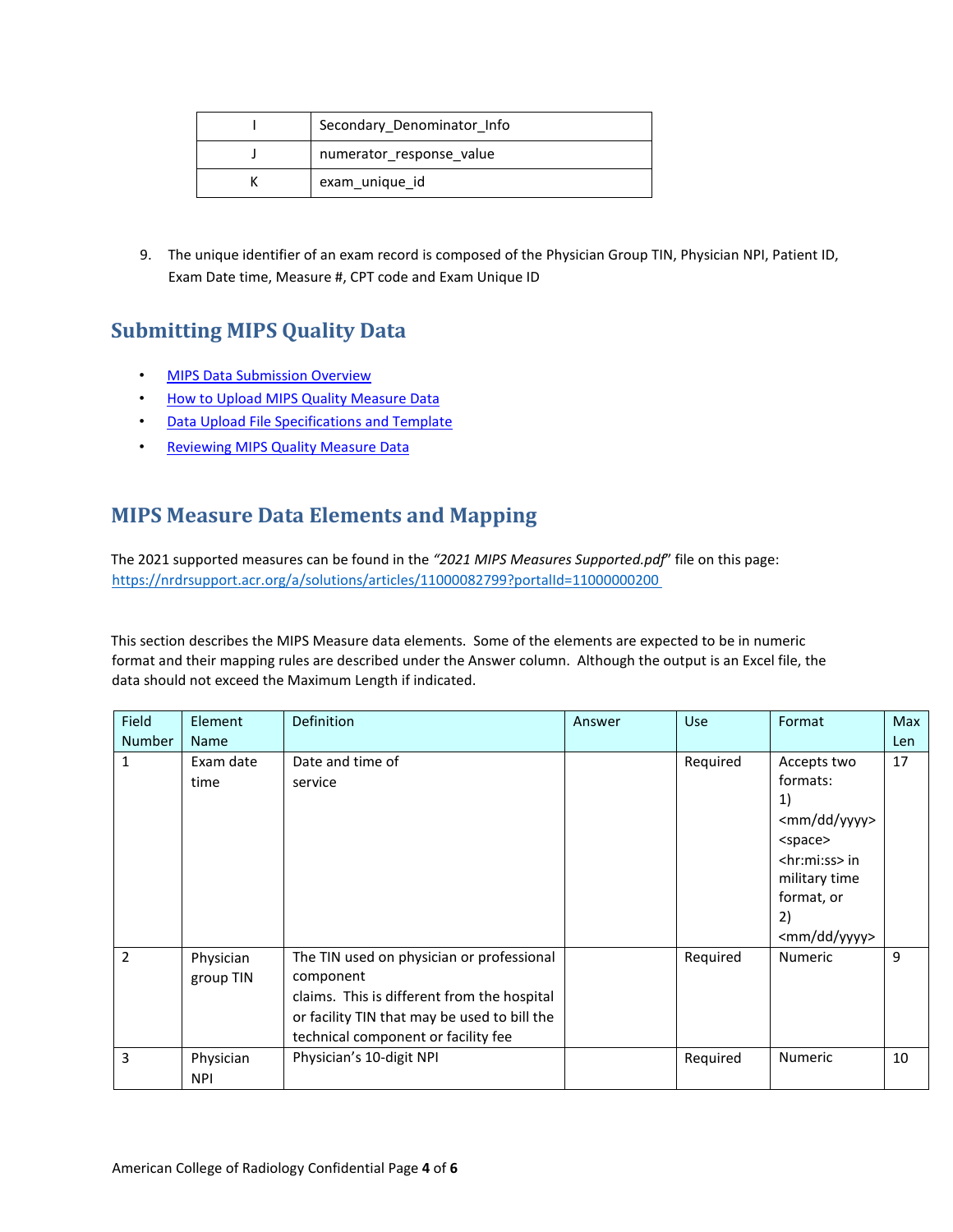| I | Secondary_Denominator_Info |
|---|---|
| J | numerator_response_value |
| K | exam_unique_id |

9. The unique identifier of an exam record is composed of the Physician Group TIN, Physician NPI, Patient ID, Exam Date time, Measure #, CPT code and Exam Unique ID

## Submitting MIPS Quality Data

- MIPS Data Submission Overview
- How to Upload MIPS Quality Measure Data
- Data Upload File Specifications and Template
- Reviewing MIPS Quality Measure Data

## MIPS Measure Data Elements and Mapping

The 2021 supported measures can be found in the *"2021 MIPS Measures Supported.pdf"* file on this page: https://nrdrsupport.acr.org/a/solutions/articles/11000082799?portalId=11000000200

This section describes the MIPS Measure data elements. Some of the elements are expected to be in numeric format and their mapping rules are described under the Answer column. Although the output is an Excel file, the data should not exceed the Maximum Length if indicated.

| Field Number | Element Name | Definition | Answer | Use | Format | Max Len |
|---|---|---|---|---|---|---|
| 1 | Exam date time | Date and time of service | | Required | Accepts two formats: 1) <mm/dd/yyyy> <space> <hr:mi:ss> in military time format, or 2) <mm/dd/yyyy> | 17 |
| 2 | Physician group TIN | The TIN used on physician or professional component claims. This is different from the hospital or facility TIN that may be used to bill the technical component or facility fee | | Required | Numeric | 9 |
| 3 | Physician NPI | Physician's 10-digit NPI | | Required | Numeric | 10 |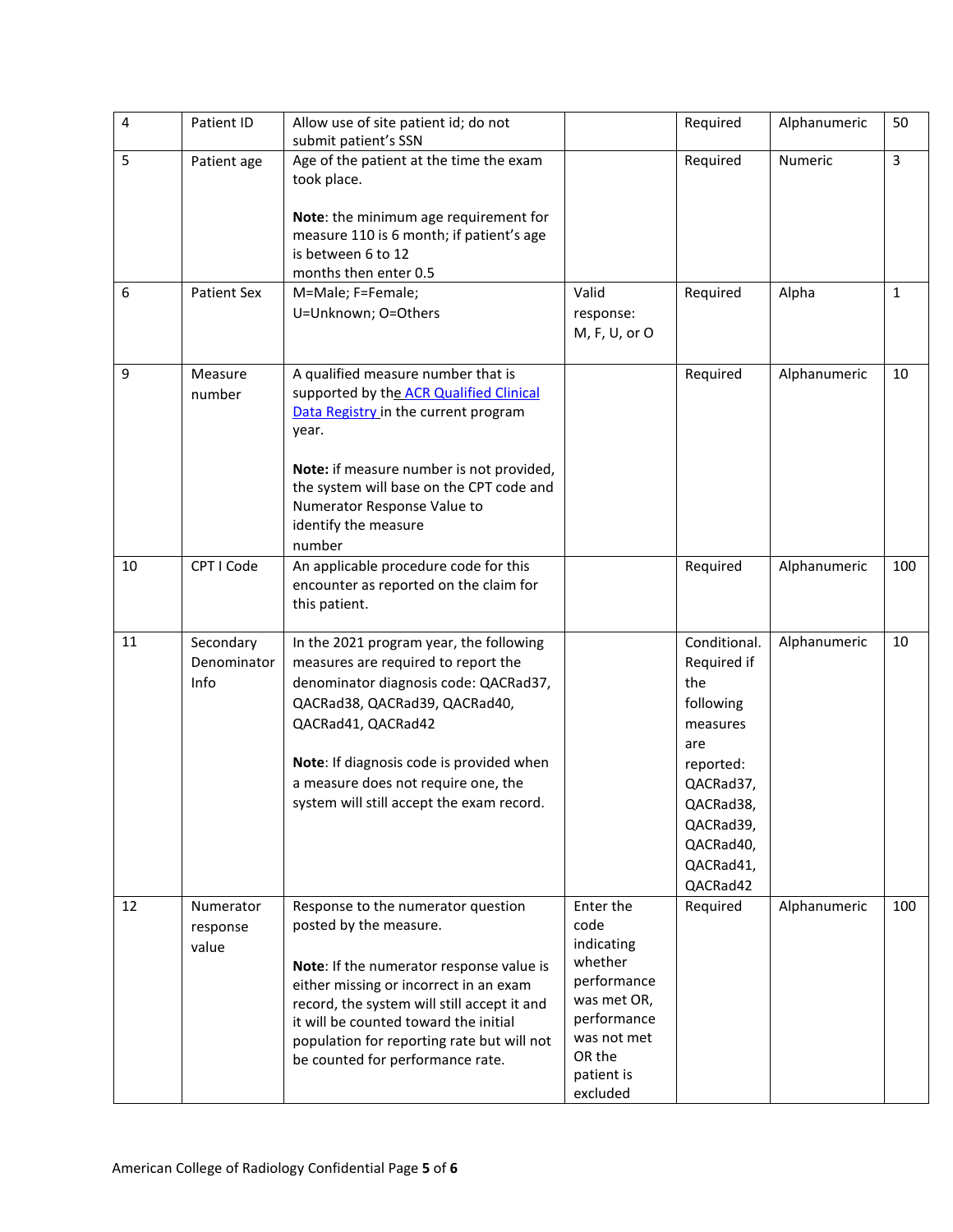| 4 | Patient ID | Allow use of site patient id; do not submit patient's SSN | | Required | Alphanumeric | 50 |
|---|---|---|---|---|---|---|
| 5 | Patient age | Age of the patient at the time the exam took place.<br><br>**Note**: the minimum age requirement for measure 110 is 6 month; if patient's age is between 6 to 12 months then enter 0.5 | | Required | Numeric | 3 |
| 6 | Patient Sex | M=Male; F=Female; U=Unknown; O=Others | Valid response: M, F, U, or O | Required | Alpha | 1 |
| 9 | Measure number | A qualified measure number that is supported by the ACR Qualified Clinical Data Registry in the current program year.<br><br>**Note:** if measure number is not provided, the system will base on the CPT code and Numerator Response Value to identify the measure number | | Required | Alphanumeric | 10 |
| 10 | CPT I Code | An applicable procedure code for this encounter as reported on the claim for this patient. | | Required | Alphanumeric | 100 |
| 11 | Secondary Denominator Info | In the 2021 program year, the following measures are required to report the denominator diagnosis code: QACRad37, QACRad38, QACRad39, QACRad40, QACRad41, QACRad42<br><br>**Note**: If diagnosis code is provided when a measure does not require one, the system will still accept the exam record. | | Conditional. Required if the following measures are reported: QACRad37, QACRad38, QACRad39, QACRad40, QACRad41, QACRad42 | Alphanumeric | 10 |
| 12 | Numerator response value | Response to the numerator question posted by the measure.<br><br>**Note**: If the numerator response value is either missing or incorrect in an exam record, the system will still accept it and it will be counted toward the initial population for reporting rate but will not be counted for performance rate. | Enter the code indicating whether performance was met OR, performance was not met OR the patient is excluded | Required | Alphanumeric | 100 |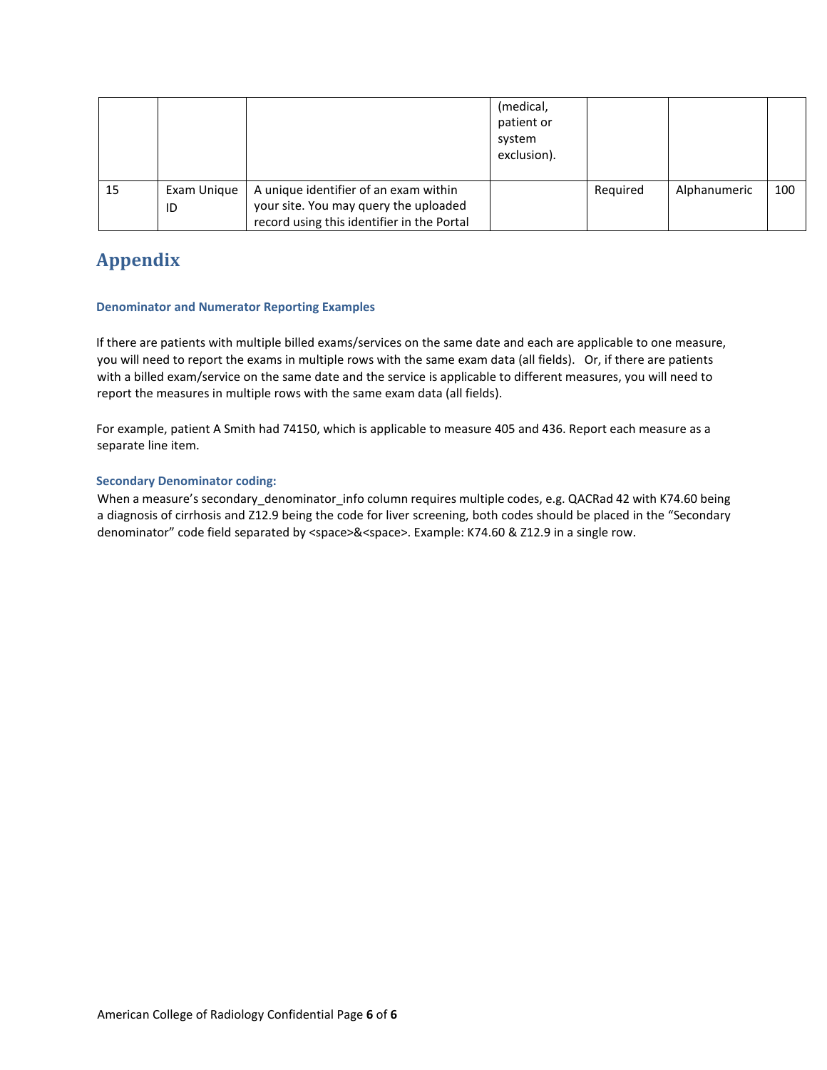| | | | | | | |
|---|---|---|---|---|---|---|
| | | | (medical, patient or system exclusion). | | | |
| 15 | Exam Unique ID | A unique identifier of an exam within your site. You may query the uploaded record using this identifier in the Portal | | Required | Alphanumeric | 100 |

# Appendix

### Denominator and Numerator Reporting Examples

If there are patients with multiple billed exams/services on the same date and each are applicable to one measure, you will need to report the exams in multiple rows with the same exam data (all fields). Or, if there are patients with a billed exam/service on the same date and the service is applicable to different measures, you will need to report the measures in multiple rows with the same exam data (all fields).

For example, patient A Smith had 74150, which is applicable to measure 405 and 436. Report each measure as a separate line item.

### Secondary Denominator coding:

When a measure's secondary_denominator_info column requires multiple codes, e.g. QACRad 42 with K74.60 being a diagnosis of cirrhosis and Z12.9 being the code for liver screening, both codes should be placed in the "Secondary denominator" code field separated by <space>&<space>. Example: K74.60 & Z12.9 in a single row.